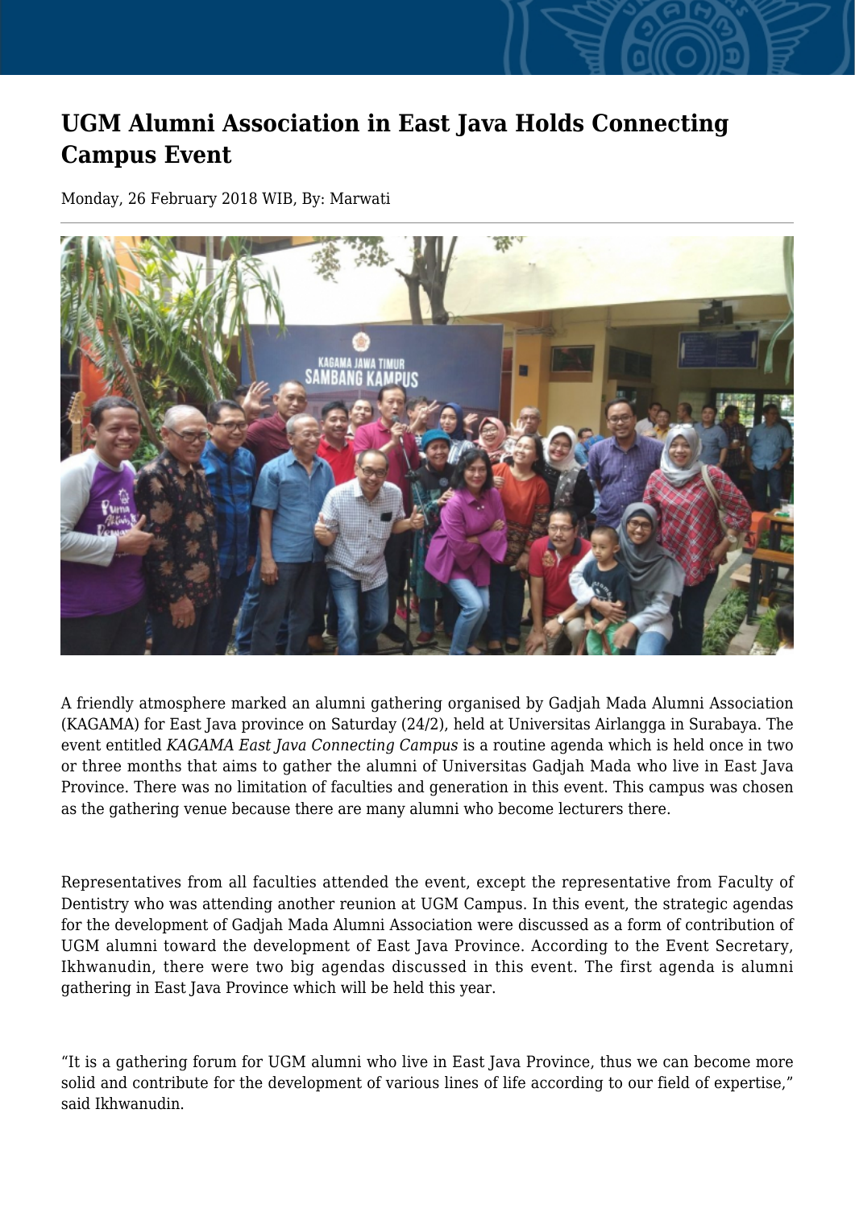# UGM Alumni Association in East Java Holds Connecting Campus Event

Monday, 26 February 2018 WIB, By: Marwati

A friendly atmosphere marked an alumni gathering organised by Gadjah Mada Alumni Association (KAGAMA) for East Java province on Saturday (24/2), held at Universitas Airlangga in Surabaya. The event entitled *KAGAMA East Java Connecting Campus* is a routine agenda which is held once in two or three months that aims to gather the alumni of Universitas Gadjah Mada who live in East Java Province. There was no limitation of faculties and generation in this event. This campus was chosen as the gathering venue because there are many alumni who become lecturers there.

Representatives from all faculties attended the event, except the representative from Faculty of Dentistry who was attending another reunion at UGM Campus. In this event, the strategic agendas for the development of Gadjah Mada Alumni Association were discussed as a form of contribution of UGM alumni toward the development of East Java Province. According to the Event Secretary, Ikhwanudin, there were two big agendas discussed in this event. The first agenda is alumni gathering in East Java Province which will be held this year.

"It is a gathering forum for UGM alumni who live in East Java Province, thus we can become more solid and contribute for the development of various lines of life according to our field of expertise," said Ikhwanudin.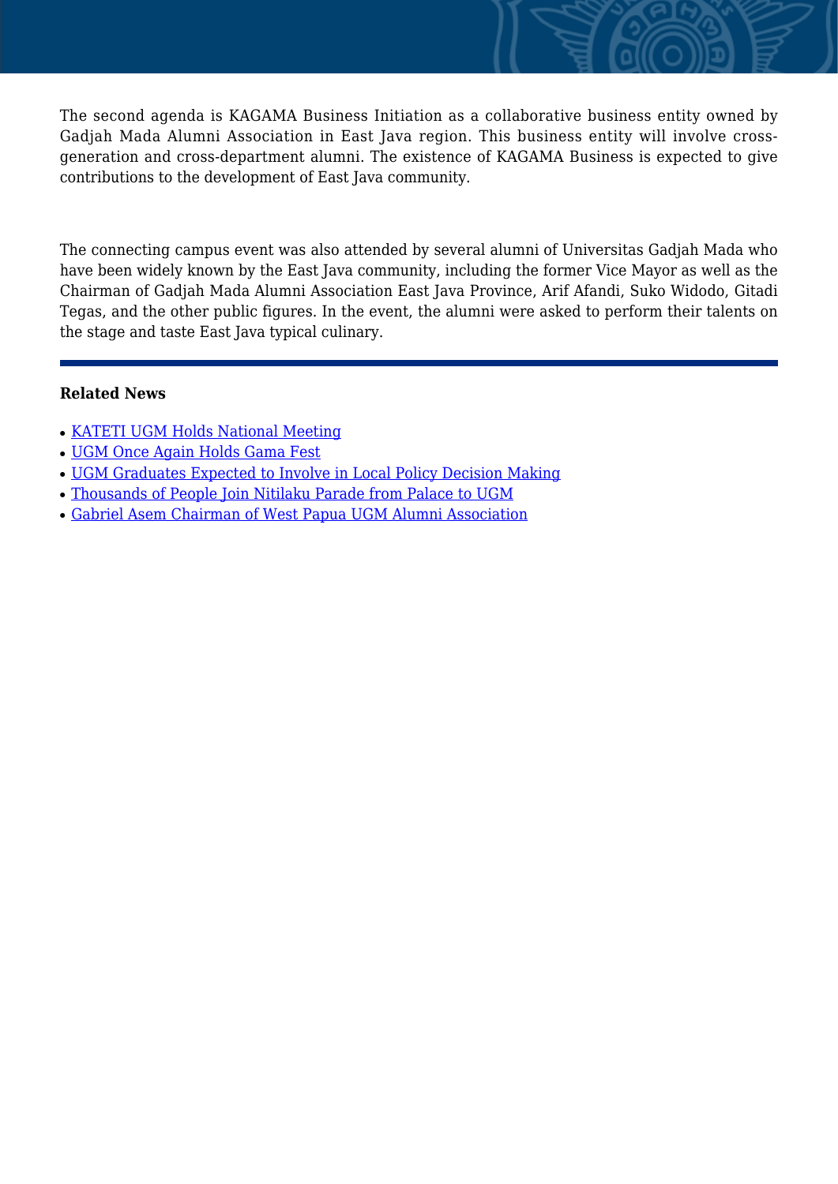The second agenda is KAGAMA Business Initiation as a collaborative business entity owned by Gadjah Mada Alumni Association in East Java region. This business entity will involve cross-generation and cross-department alumni. The existence of KAGAMA Business is expected to give contributions to the development of East Java community.

The connecting campus event was also attended by several alumni of Universitas Gadjah Mada who have been widely known by the East Java community, including the former Vice Mayor as well as the Chairman of Gadjah Mada Alumni Association East Java Province, Arif Afandi, Suko Widodo, Gitadi Tegas, and the other public figures. In the event, the alumni were asked to perform their talents on the stage and taste East Java typical culinary.

---

**Related News**

- KATETI UGM Holds National Meeting
- UGM Once Again Holds Gama Fest
- UGM Graduates Expected to Involve in Local Policy Decision Making
- Thousands of People Join Nitilaku Parade from Palace to UGM
- Gabriel Asem Chairman of West Papua UGM Alumni Association